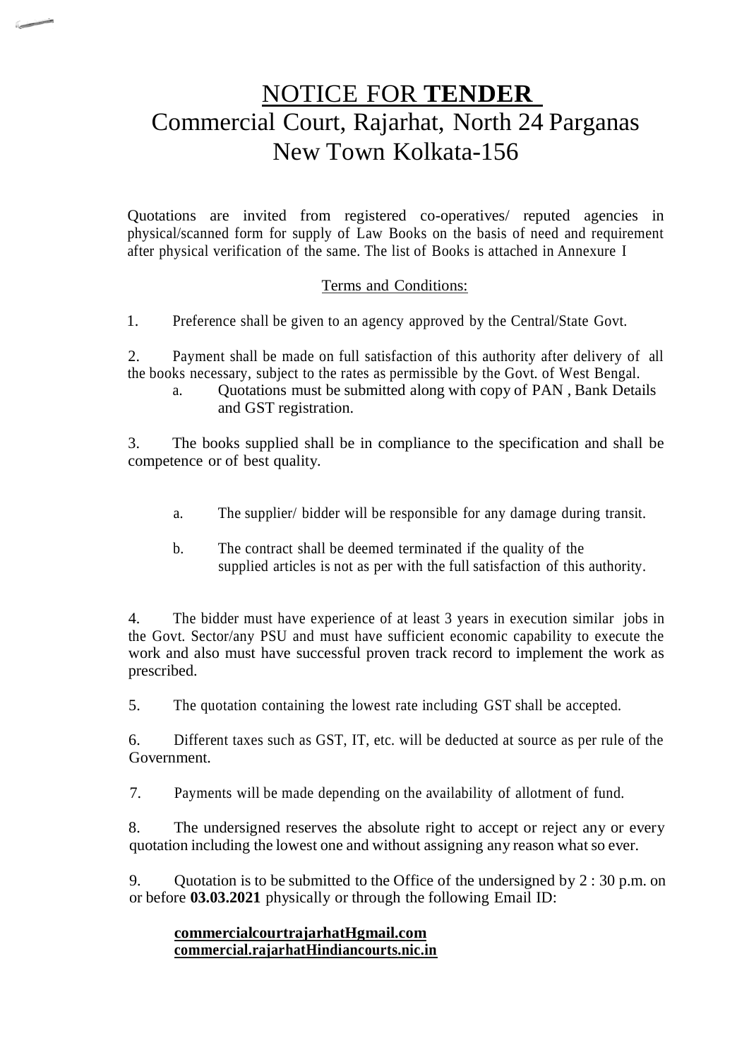# NOTICE FOR **TENDER**

## Commercial Court, Rajarhat, North 24 Parganas New Town Kolkata-156

Quotations are invited from registered co-operatives/ reputed agencies in physical/scanned form for supply of Law Books on the basis of need and requirement after physical verification of the same. The list of Books is attached in Annexure I

### Terms and Conditions:

1. Preference shall be given to an agency approved by the Central/State Govt.

2. Payment shall be made on full satisfaction of this authority after delivery of all the books necessary, subject to the rates as permissible by the Govt. of West Bengal.
   a. Quotations must be submitted along with copy of PAN , Bank Details and GST registration.

3. The books supplied shall be in compliance to the specification and shall be competence or of best quality.

   a. The supplier/ bidder will be responsible for any damage during transit.

   b. The contract shall be deemed terminated if the quality of the supplied articles is not as per with the full satisfaction of this authority.

4. The bidder must have experience of at least 3 years in execution similar jobs in the Govt. Sector/any PSU and must have sufficient economic capability to execute the work and also must have successful proven track record to implement the work as prescribed.

5. The quotation containing the lowest rate including GST shall be accepted.

6. Different taxes such as GST, IT, etc. will be deducted at source as per rule of the Government.

7. Payments will be made depending on the availability of allotment of fund.

8. The undersigned reserves the absolute right to accept or reject any or every quotation including the lowest one and without assigning any reason what so ever.

9. Quotation is to be submitted to the Office of the undersigned by 2 : 30 p.m. on or before **03.03.2021** physically or through the following Email ID:

   **commercialcourtrajarhatHgmail.com**
   **commercial.rajarhatHindiancourts.nic.in**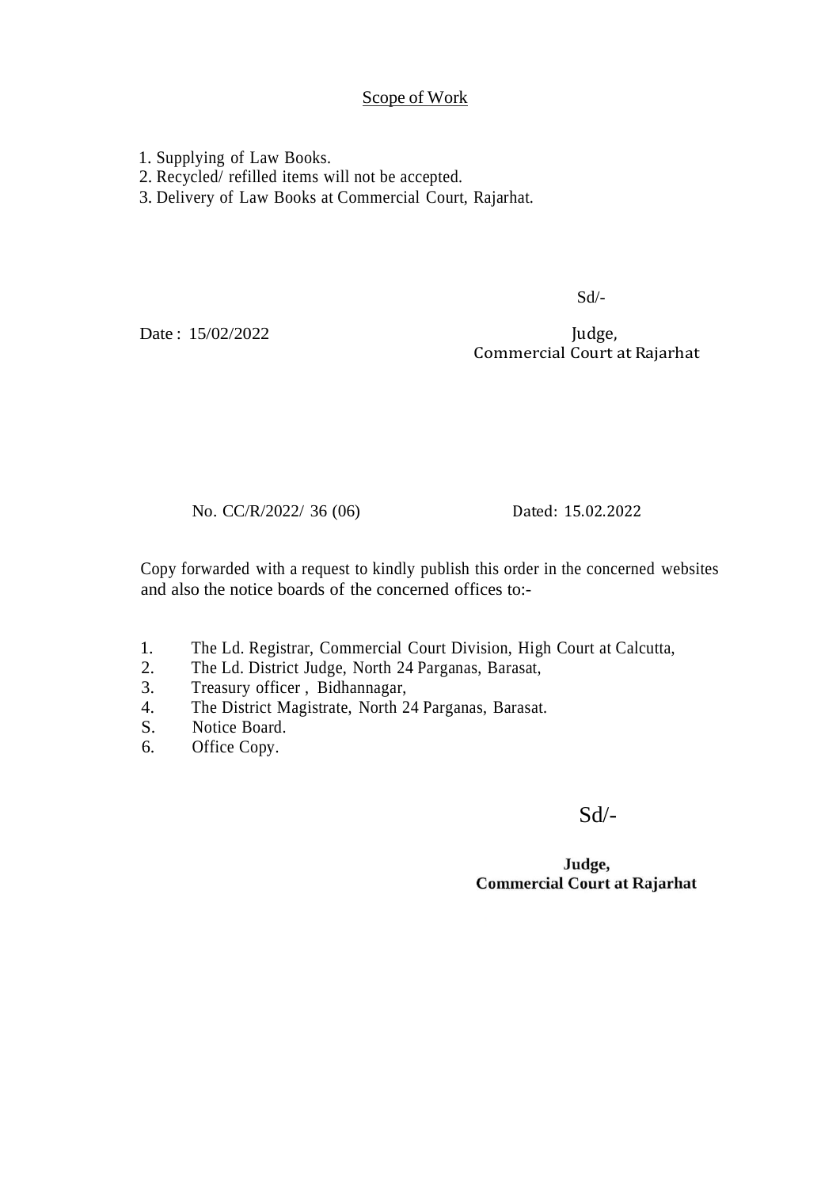<u>Scope of Work</u>

1. Supplying of Law Books.
2. Recycled/ refilled items will not be accepted.
3. Delivery of Law Books at Commercial Court, Rajarhat.

Sd/-

Date : 15/02/2022

Judge,
Commercial Court at Rajarhat

No. CC/R/2022/ 36 (06) Dated: 15.02.2022

Copy forwarded with a request to kindly publish this order in the concerned websites and also the notice boards of the concerned offices to:-

1. The Ld. Registrar, Commercial Court Division, High Court at Calcutta,
2. The Ld. District Judge, North 24 Parganas, Barasat,
3. Treasury officer , Bidhannagar,
4. The District Magistrate, North 24 Parganas, Barasat.
S. Notice Board.
6. Office Copy.

Sd/-

**Judge,**
**Commercial Court at Rajarhat**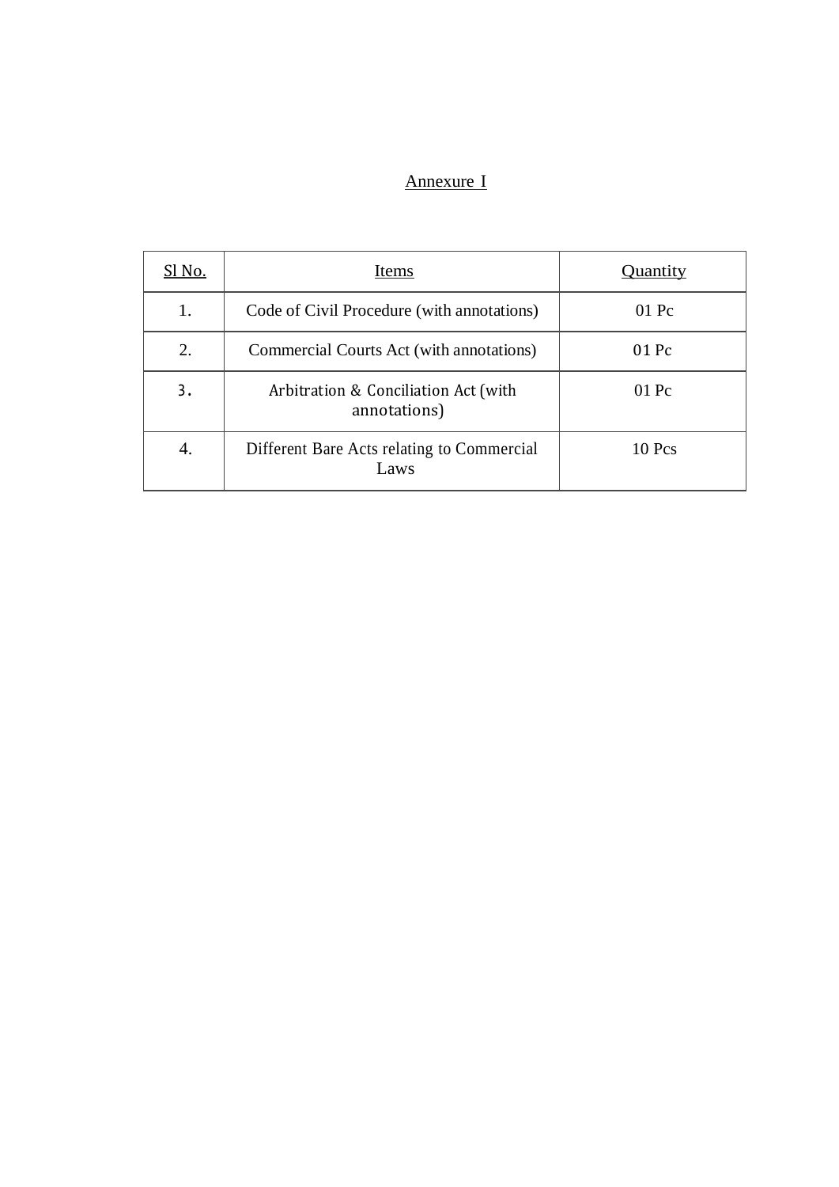Annexure I

| Sl No. | Items | Quantity |
|---|---|---|
| 1. | Code of Civil Procedure (with annotations) | 01 Pc |
| 2. | Commercial Courts Act (with annotations) | 01 Pc |
| 3. | Arbitration & Conciliation Act (with annotations) | 01 Pc |
| 4. | Different Bare Acts relating to Commercial Laws | 10 Pcs |